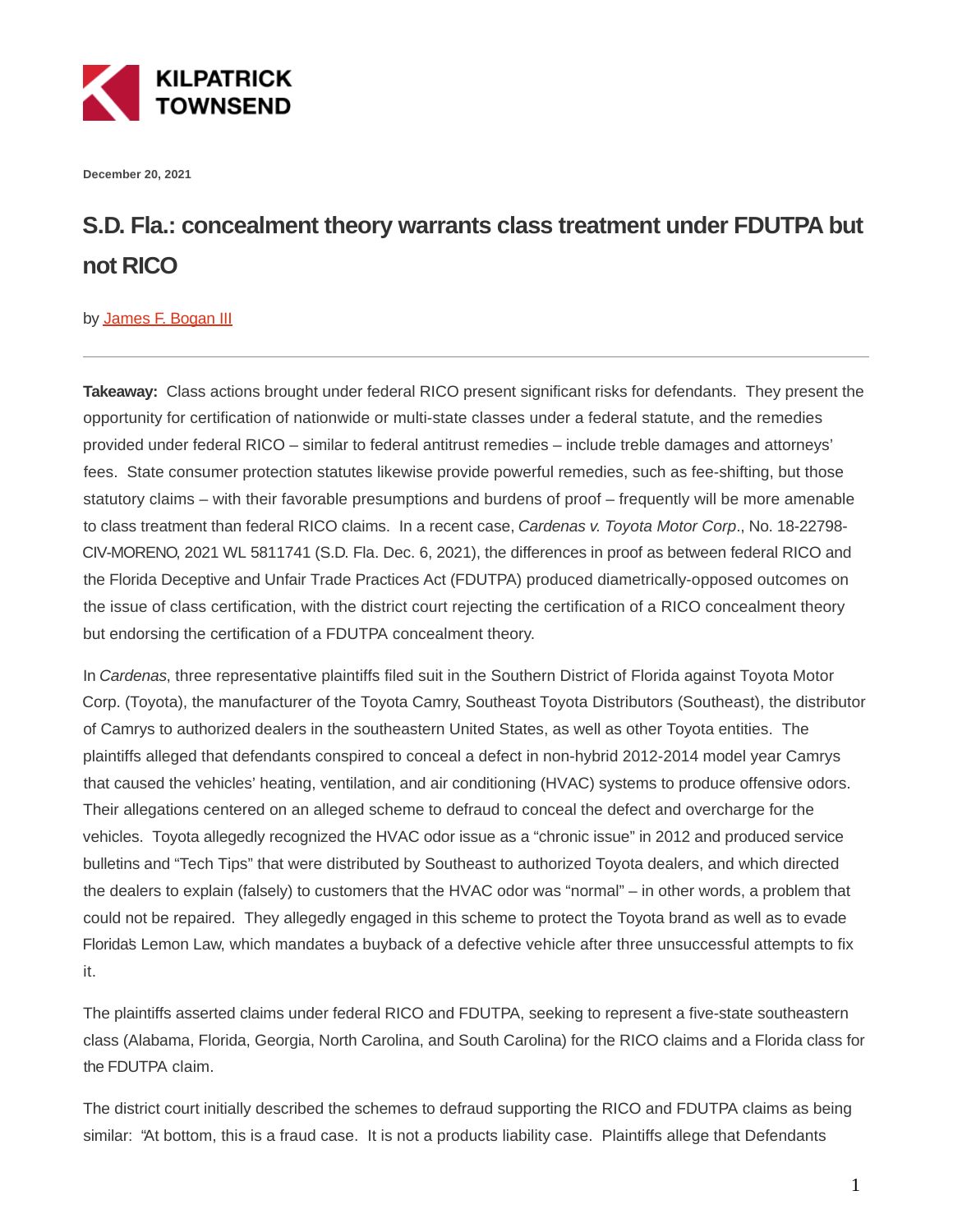KILPATRICK TOWNSEND

December 20, 2021

# S.D. Fla.: concealment theory warrants class treatment under FDUTPA but not RICO

by James F. Bogan III

---

**Takeaway:** Class actions brought under federal RICO present significant risks for defendants. They present the opportunity for certification of nationwide or multi-state classes under a federal statute, and the remedies provided under federal RICO – similar to federal antitrust remedies – include treble damages and attorneys' fees. State consumer protection statutes likewise provide powerful remedies, such as fee-shifting, but those statutory claims – with their favorable presumptions and burdens of proof – frequently will be more amenable to class treatment than federal RICO claims. In a recent case, *Cardenas v. Toyota Motor Corp*., No. 18-22798-CIV-MORENO, 2021 WL 5811741 (S.D. Fla. Dec. 6, 2021), the differences in proof as between federal RICO and the Florida Deceptive and Unfair Trade Practices Act (FDUTPA) produced diametrically-opposed outcomes on the issue of class certification, with the district court rejecting the certification of a RICO concealment theory but endorsing the certification of a FDUTPA concealment theory.

In *Cardenas*, three representative plaintiffs filed suit in the Southern District of Florida against Toyota Motor Corp. (Toyota), the manufacturer of the Toyota Camry, Southeast Toyota Distributors (Southeast), the distributor of Camrys to authorized dealers in the southeastern United States, as well as other Toyota entities. The plaintiffs alleged that defendants conspired to conceal a defect in non-hybrid 2012-2014 model year Camrys that caused the vehicles' heating, ventilation, and air conditioning (HVAC) systems to produce offensive odors. Their allegations centered on an alleged scheme to defraud to conceal the defect and overcharge for the vehicles. Toyota allegedly recognized the HVAC odor issue as a "chronic issue" in 2012 and produced service bulletins and "Tech Tips" that were distributed by Southeast to authorized Toyota dealers, and which directed the dealers to explain (falsely) to customers that the HVAC odor was "normal" – in other words, a problem that could not be repaired. They allegedly engaged in this scheme to protect the Toyota brand as well as to evade Florida's Lemon Law, which mandates a buyback of a defective vehicle after three unsuccessful attempts to fix it.

The plaintiffs asserted claims under federal RICO and FDUTPA, seeking to represent a five-state southeastern class (Alabama, Florida, Georgia, North Carolina, and South Carolina) for the RICO claims and a Florida class for the FDUTPA claim.

The district court initially described the schemes to defraud supporting the RICO and FDUTPA claims as being similar: "At bottom, this is a fraud case. It is not a products liability case. Plaintiffs allege that Defendants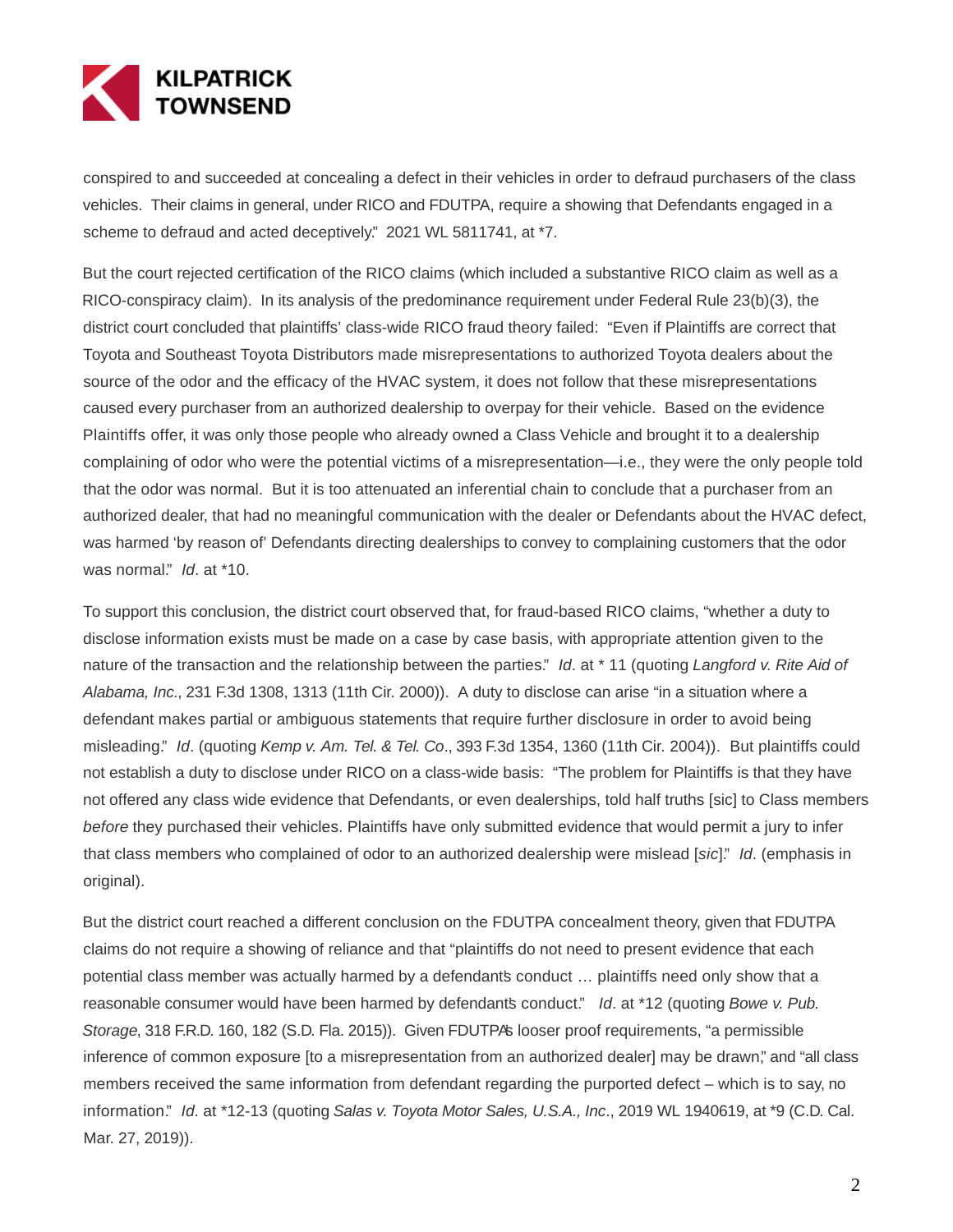conspired to and succeeded at concealing a defect in their vehicles in order to defraud purchasers of the class vehicles. Their claims in general, under RICO and FDUTPA, require a showing that Defendants engaged in a scheme to defraud and acted deceptively." 2021 WL 5811741, at *7.

But the court rejected certification of the RICO claims (which included a substantive RICO claim as well as a RICO-conspiracy claim). In its analysis of the predominance requirement under Federal Rule 23(b)(3), the district court concluded that plaintiffs' class-wide RICO fraud theory failed: "Even if Plaintiffs are correct that Toyota and Southeast Toyota Distributors made misrepresentations to authorized Toyota dealers about the source of the odor and the efficacy of the HVAC system, it does not follow that these misrepresentations caused every purchaser from an authorized dealership to overpay for their vehicle. Based on the evidence Plaintiffs offer, it was only those people who already owned a Class Vehicle and brought it to a dealership complaining of odor who were the potential victims of a misrepresentation—i.e., they were the only people told that the odor was normal. But it is too attenuated an inferential chain to conclude that a purchaser from an authorized dealer, that had no meaningful communication with the dealer or Defendants about the HVAC defect, was harmed 'by reason of' Defendants directing dealerships to convey to complaining customers that the odor was normal." *Id*. at *10.

To support this conclusion, the district court observed that, for fraud-based RICO claims, "whether a duty to disclose information exists must be made on a case by case basis, with appropriate attention given to the nature of the transaction and the relationship between the parties." *Id*. at * 11 (quoting *Langford v. Rite Aid of Alabama, Inc*., 231 F.3d 1308, 1313 (11th Cir. 2000)). A duty to disclose can arise "in a situation where a defendant makes partial or ambiguous statements that require further disclosure in order to avoid being misleading." *Id*. (quoting *Kemp v. Am. Tel. & Tel. Co*., 393 F.3d 1354, 1360 (11th Cir. 2004)). But plaintiffs could not establish a duty to disclose under RICO on a class-wide basis: "The problem for Plaintiffs is that they have not offered any class wide evidence that Defendants, or even dealerships, told half truths [sic] to Class members *before* they purchased their vehicles. Plaintiffs have only submitted evidence that would permit a jury to infer that class members who complained of odor to an authorized dealership were mislead [*sic*]." *Id*. (emphasis in original).

But the district court reached a different conclusion on the FDUTPA concealment theory, given that FDUTPA claims do not require a showing of reliance and that "plaintiffs do not need to present evidence that each potential class member was actually harmed by a defendant's conduct … plaintiffs need only show that a reasonable consumer would have been harmed by defendant's conduct." *Id*. at *12 (quoting *Bowe v. Pub. Storage*, 318 F.R.D. 160, 182 (S.D. Fla. 2015)). Given FDUTPA's looser proof requirements, "a permissible inference of common exposure [to a misrepresentation from an authorized dealer] may be drawn," and "all class members received the same information from defendant regarding the purported defect – which is to say, no information." *Id*. at *12-13 (quoting *Salas v. Toyota Motor Sales, U.S.A., Inc*., 2019 WL 1940619, at *9 (C.D. Cal. Mar. 27, 2019)).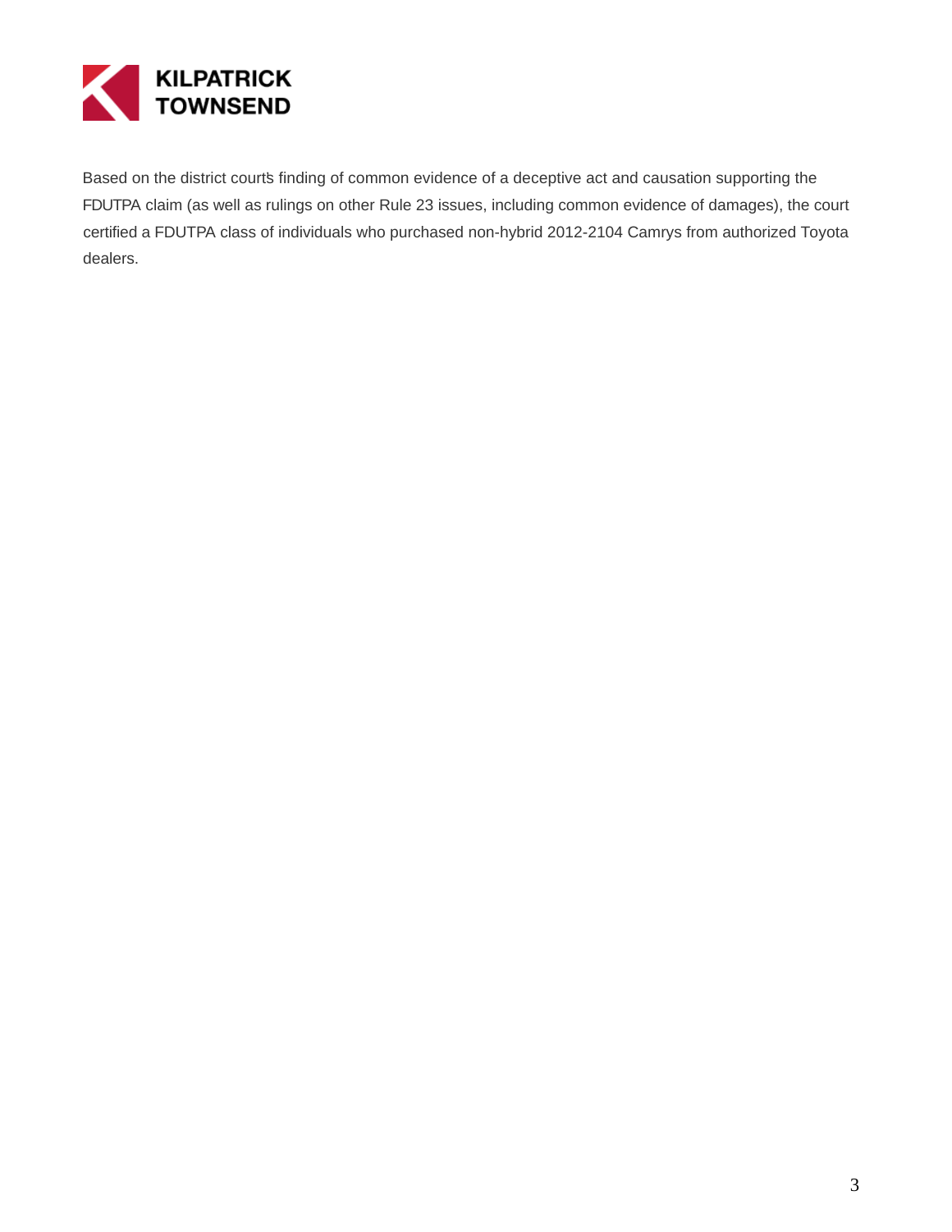Based on the district court's finding of common evidence of a deceptive act and causation supporting the FDUTPA claim (as well as rulings on other Rule 23 issues, including common evidence of damages), the court certified a FDUTPA class of individuals who purchased non-hybrid 2012-2104 Camrys from authorized Toyota dealers.